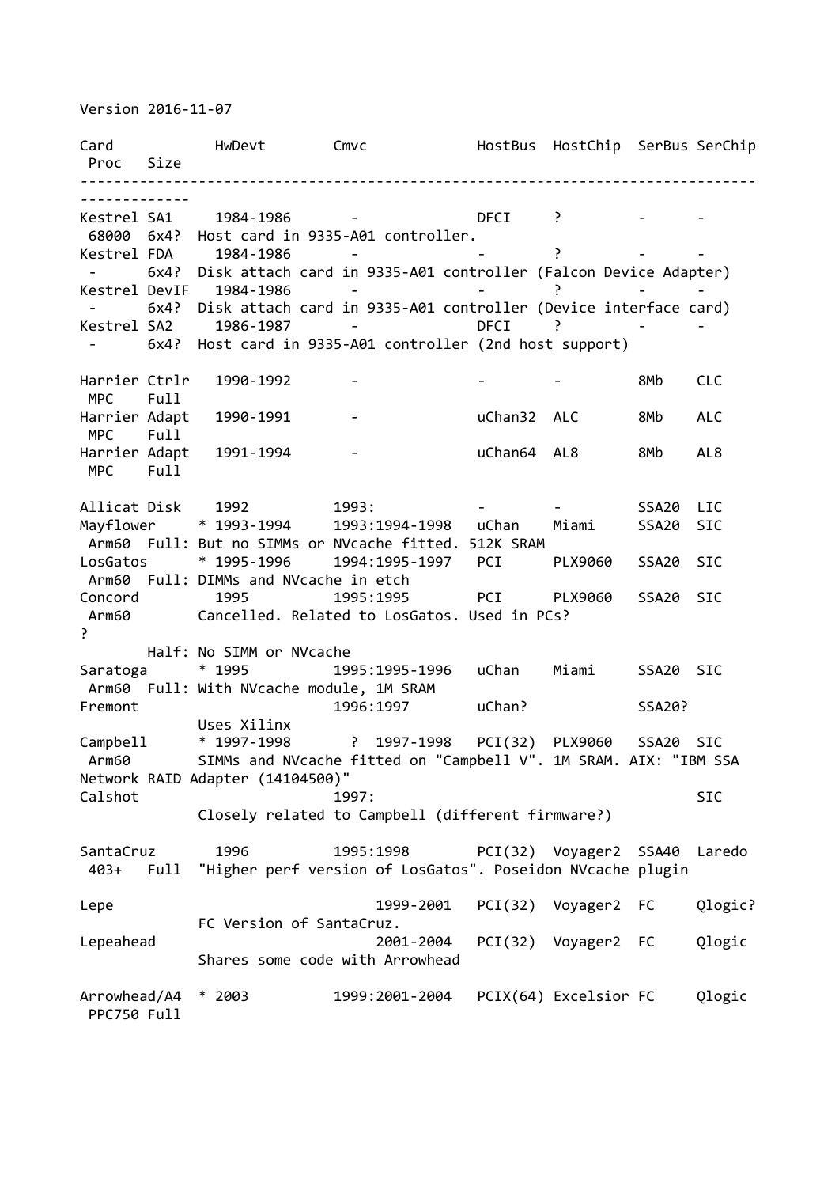Version 2016-11-07

| Card | HwDevt | Cmvc | HostBus | HostChip | SerBus | SerChip | Proc | Size | Notes |
|---|---|---|---|---|---|---|---|---|---|
| Kestrel SA1 | 1984-1986 | - | DFCI | ? | - | - | 68000 | 6x4? | Host card in 9335-A01 controller. |
| Kestrel FDA | 1984-1986 | - | - | ? | - | - | - | 6x4? | Disk attach card in 9335-A01 controller (Falcon Device Adapter) |
| Kestrel DevIF | 1984-1986 | - | - | ? | - | - | - | 6x4? | Disk attach card in 9335-A01 controller (Device interface card) |
| Kestrel SA2 | 1986-1987 | - | DFCI | ? | - | - | - | 6x4? | Host card in 9335-A01 controller (2nd host support) |
| Harrier Ctrlr | 1990-1992 | - | - | - | 8Mb | CLC | MPC | Full | |
| Harrier Adapt | 1990-1991 | - | uChan32 | ALC | 8Mb | ALC | MPC | Full | |
| Harrier Adapt | 1991-1994 | - | uChan64 | AL8 | 8Mb | AL8 | MPC | Full | |
| Allicat Disk | 1992 | 1993: | - | - | SSA20 | LIC | | | |
| Mayflower | * 1993-1994 | 1993:1994-1998 | uChan | Miami | SSA20 | SIC | Arm60 | Full: | But no SIMMs or NVcache fitted. 512K SRAM |
| LosGatos | * 1995-1996 | 1994:1995-1997 | PCI | PLX9060 | SSA20 | SIC | Arm60 | Full: | DIMMs and NVcache in etch |
| Concord | 1995 | 1995:1995 | PCI | PLX9060 | SSA20 | SIC | Arm60 | | Cancelled. Related to LosGatos. Used in PCs? |
| ? | | | | | | | | Half: | No SIMM or NVcache |
| Saratoga | * 1995 | 1995:1995-1996 | uChan | Miami | SSA20 | SIC | Arm60 | Full: | With NVcache module, 1M SRAM |
| Fremont | | 1996:1997 | uChan? | | SSA20? | | | | Uses Xilinx |
| Campbell | * 1997-1998 | ? 1997-1998 | PCI(32) | PLX9060 | SSA20 | SIC | Arm60 | | SIMMs and NVcache fitted on "Campbell V". 1M SRAM. AIX: "IBM SSA Network RAID Adapter (14104500)" |
| Calshot | | 1997: | | | | SIC | | | Closely related to Campbell (different firmware?) |
| SantaCruz | 1996 | 1995:1998 | PCI(32) | Voyager2 | SSA40 | Laredo | 403+ | Full | "Higher perf version of LosGatos". Poseidon NVcache plugin |
| Lepe | | 1999-2001 | PCI(32) | Voyager2 | FC | Qlogic? | | | FC Version of SantaCruz. |
| Lepeahead | | 2001-2004 | PCI(32) | Voyager2 | FC | Qlogic | | | Shares some code with Arrowhead |
| Arrowhead/A4 | * 2003 | 1999:2001-2004 | PCIX(64) | Excelsior | FC | Qlogic | PPC750 | Full | |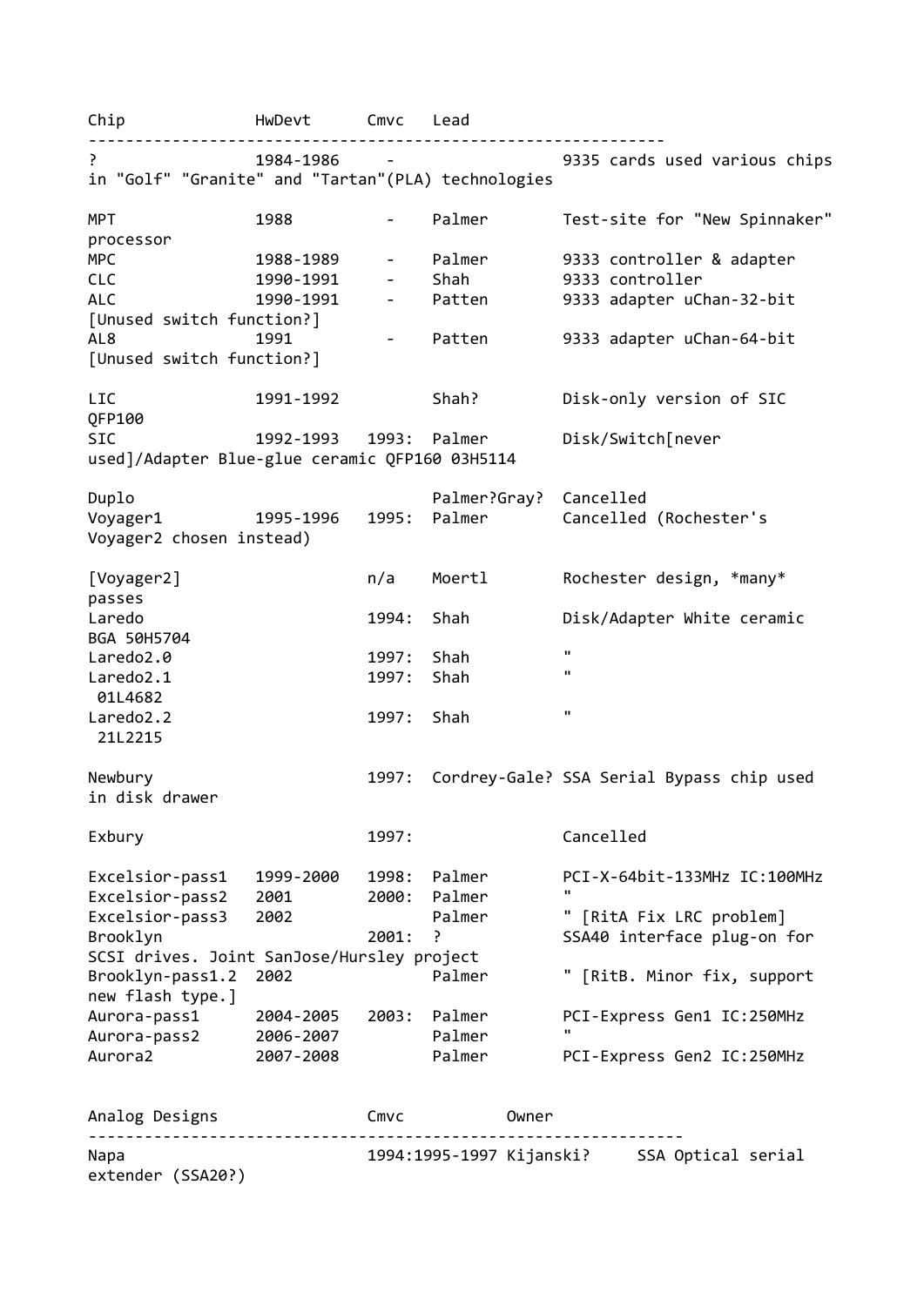| Chip | HwDevt | Cmvc | Lead | |
|---|---|---|---|---|
| ? | 1984-1986 | - | | 9335 cards used various chips in "Golf" "Granite" and "Tartan"(PLA) technologies |
| MPT | 1988 | - | Palmer | Test-site for "New Spinnaker" processor |
| MPC | 1988-1989 | - | Palmer | 9333 controller & adapter |
| CLC | 1990-1991 | - | Shah | 9333 controller |
| ALC | 1990-1991 | - | Patten | 9333 adapter uChan-32-bit [Unused switch function?] |
| AL8 | 1991 | - | Patten | 9333 adapter uChan-64-bit [Unused switch function?] |
| LIC | 1991-1992 | | Shah? | Disk-only version of SIC QFP100 |
| SIC | 1992-1993 | 1993: | Palmer | Disk/Switch[never used]/Adapter Blue-glue ceramic QFP160 03H5114 |
| Duplo | | | Palmer?Gray? | Cancelled |
| Voyager1 | 1995-1996 | 1995: | Palmer | Cancelled (Rochester's Voyager2 chosen instead) |
| [Voyager2] | | n/a | Moertl | Rochester design, *many* passes |
| Laredo | | 1994: | Shah | Disk/Adapter White ceramic BGA 50H5704 |
| Laredo2.0 | | 1997: | Shah | " |
| Laredo2.1 01L4682 | | 1997: | Shah | " |
| Laredo2.2 21L2215 | | 1997: | Shah | " |
| Newbury | | 1997: | Cordrey-Gale? | SSA Serial Bypass chip used in disk drawer |
| Exbury | | 1997: | | Cancelled |
| Excelsior-pass1 | 1999-2000 | 1998: | Palmer | PCI-X-64bit-133MHz IC:100MHz |
| Excelsior-pass2 | 2001 | 2000: | Palmer | " |
| Excelsior-pass3 | 2002 | | Palmer | " [RitA Fix LRC problem] |
| Brooklyn | | 2001: | ? | SSA40 interface plug-on for SCSI drives. Joint SanJose/Hursley project |
| Brooklyn-pass1.2 | 2002 | | Palmer | " [RitB. Minor fix, support new flash type.] |
| Aurora-pass1 | 2004-2005 | 2003: | Palmer | PCI-Express Gen1 IC:250MHz |
| Aurora-pass2 | 2006-2007 | | Palmer | " |
| Aurora2 | 2007-2008 | | Palmer | PCI-Express Gen2 IC:250MHz |

| Analog Designs | Cmvc | Owner | |
|---|---|---|---|
| Napa | 1994:1995-1997 | Kijanski? | SSA Optical serial extender (SSA20?) |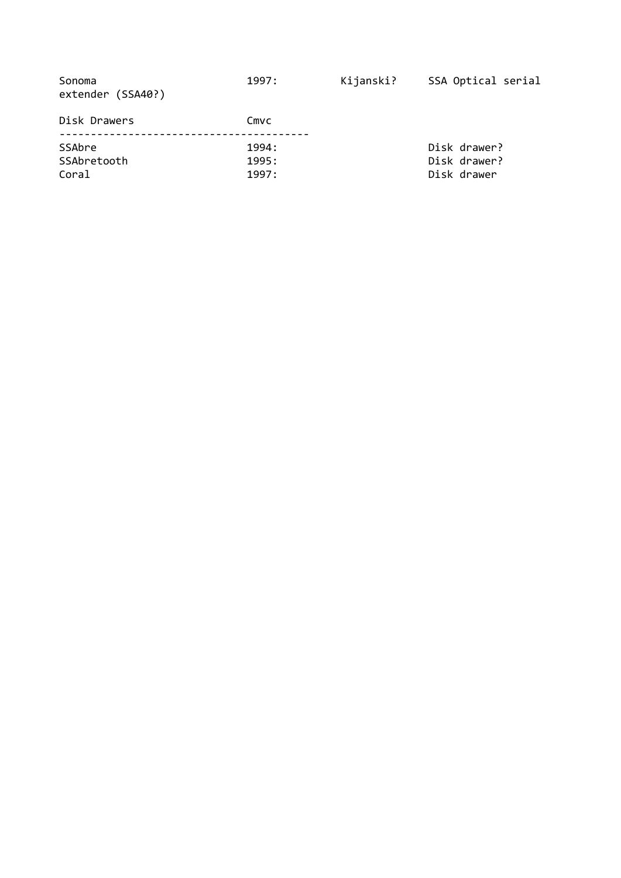| | | | |
|---|---|---|---|
| Sonoma | 1997: | Kijanski? | SSA Optical serial extender (SSA40?) |

| Disk Drawers | Cmvc | | |
|---|---|---|---|
| SSAbre | 1994: | | Disk drawer? |
| SSAbretooth | 1995: | | Disk drawer? |
| Coral | 1997: | | Disk drawer |